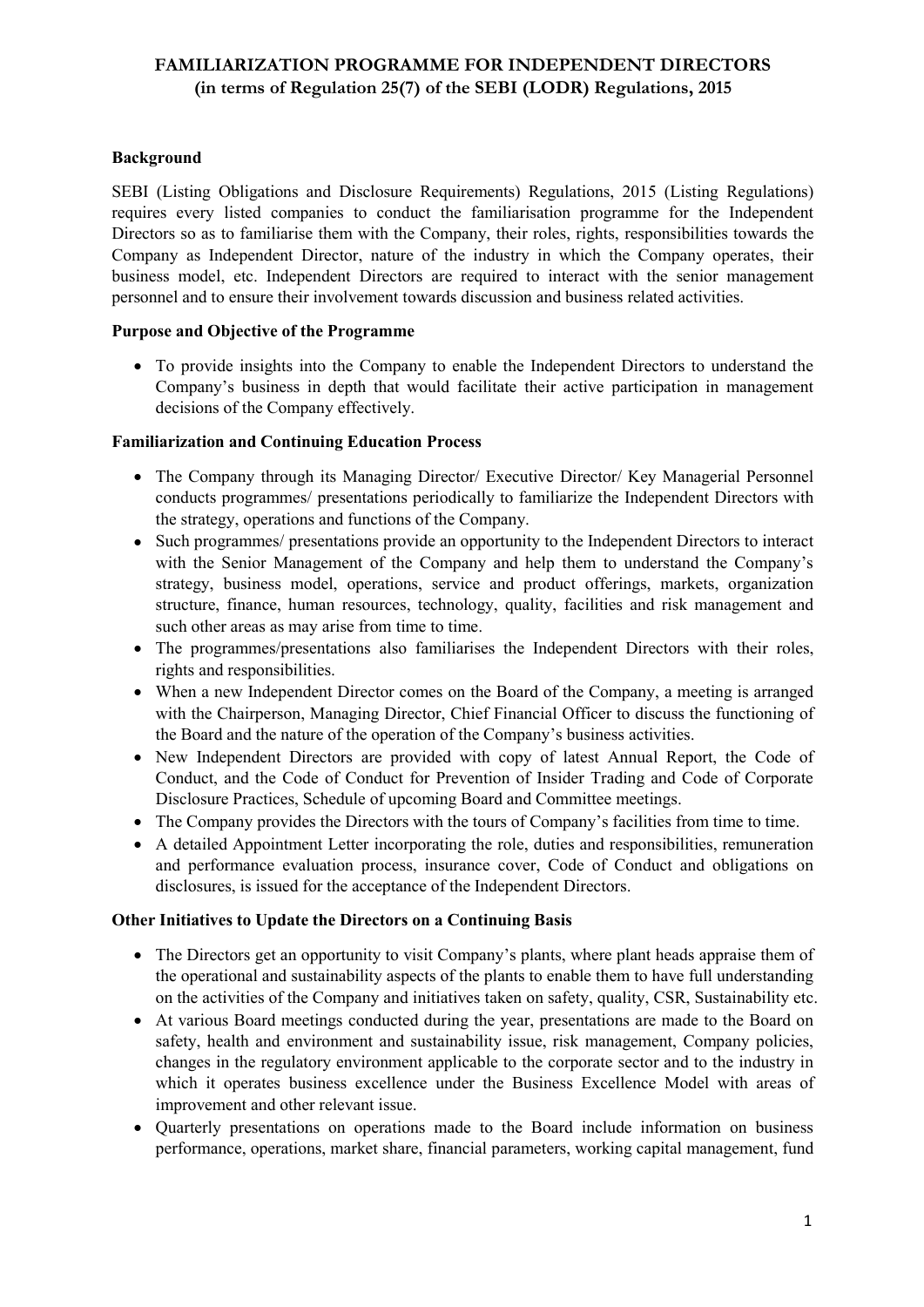# FAMILIARIZATION PROGRAMME FOR INDEPENDENT DIRECTORS
## (in terms of Regulation 25(7) of the SEBI (LODR) Regulations, 2015

### Background

SEBI (Listing Obligations and Disclosure Requirements) Regulations, 2015 (Listing Regulations) requires every listed companies to conduct the familiarisation programme for the Independent Directors so as to familiarise them with the Company, their roles, rights, responsibilities towards the Company as Independent Director, nature of the industry in which the Company operates, their business model, etc. Independent Directors are required to interact with the senior management personnel and to ensure their involvement towards discussion and business related activities.

### Purpose and Objective of the Programme

- To provide insights into the Company to enable the Independent Directors to understand the Company's business in depth that would facilitate their active participation in management decisions of the Company effectively.

### Familiarization and Continuing Education Process

- The Company through its Managing Director/ Executive Director/ Key Managerial Personnel conducts programmes/ presentations periodically to familiarize the Independent Directors with the strategy, operations and functions of the Company.
- Such programmes/ presentations provide an opportunity to the Independent Directors to interact with the Senior Management of the Company and help them to understand the Company's strategy, business model, operations, service and product offerings, markets, organization structure, finance, human resources, technology, quality, facilities and risk management and such other areas as may arise from time to time.
- The programmes/presentations also familiarises the Independent Directors with their roles, rights and responsibilities.
- When a new Independent Director comes on the Board of the Company, a meeting is arranged with the Chairperson, Managing Director, Chief Financial Officer to discuss the functioning of the Board and the nature of the operation of the Company's business activities.
- New Independent Directors are provided with copy of latest Annual Report, the Code of Conduct, and the Code of Conduct for Prevention of Insider Trading and Code of Corporate Disclosure Practices, Schedule of upcoming Board and Committee meetings.
- The Company provides the Directors with the tours of Company's facilities from time to time.
- A detailed Appointment Letter incorporating the role, duties and responsibilities, remuneration and performance evaluation process, insurance cover, Code of Conduct and obligations on disclosures, is issued for the acceptance of the Independent Directors.

### Other Initiatives to Update the Directors on a Continuing Basis

- The Directors get an opportunity to visit Company's plants, where plant heads appraise them of the operational and sustainability aspects of the plants to enable them to have full understanding on the activities of the Company and initiatives taken on safety, quality, CSR, Sustainability etc.
- At various Board meetings conducted during the year, presentations are made to the Board on safety, health and environment and sustainability issue, risk management, Company policies, changes in the regulatory environment applicable to the corporate sector and to the industry in which it operates business excellence under the Business Excellence Model with areas of improvement and other relevant issue.
- Quarterly presentations on operations made to the Board include information on business performance, operations, market share, financial parameters, working capital management, fund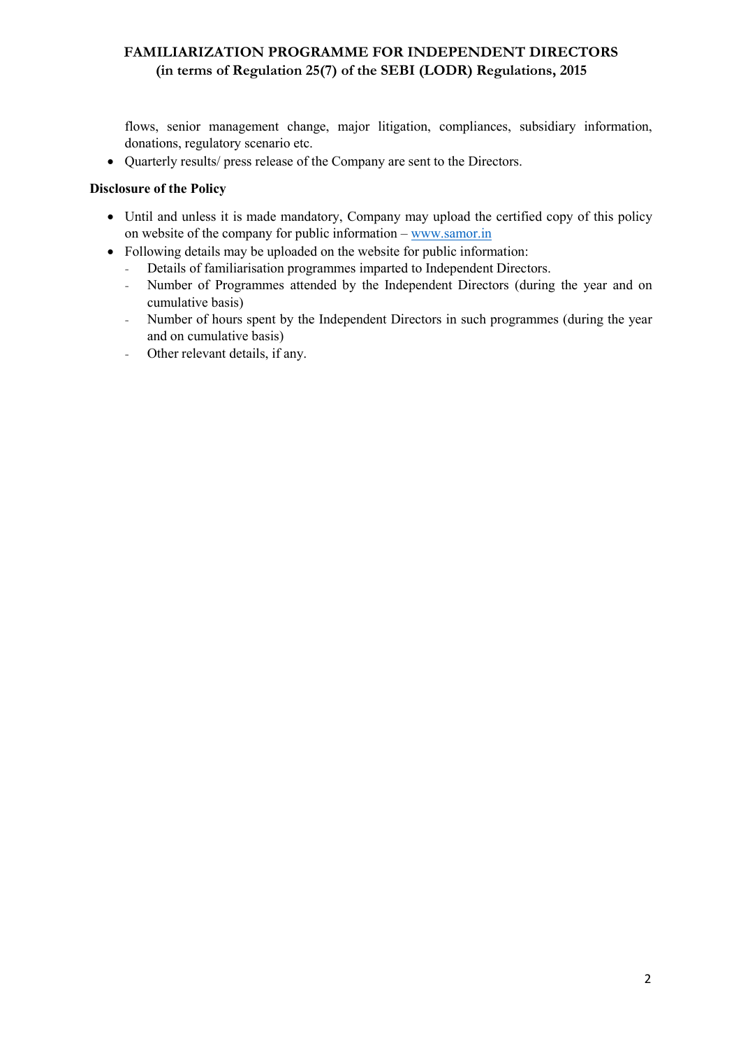flows, senior management change, major litigation, compliances, subsidiary information, donations, regulatory scenario etc.

- Quarterly results/ press release of the Company are sent to the Directors.

**Disclosure of the Policy**

- Until and unless it is made mandatory, Company may upload the certified copy of this policy on website of the company for public information – www.samor.in
- Following details may be uploaded on the website for public information:
  - Details of familiarisation programmes imparted to Independent Directors.
  - Number of Programmes attended by the Independent Directors (during the year and on cumulative basis)
  - Number of hours spent by the Independent Directors in such programmes (during the year and on cumulative basis)
  - Other relevant details, if any.